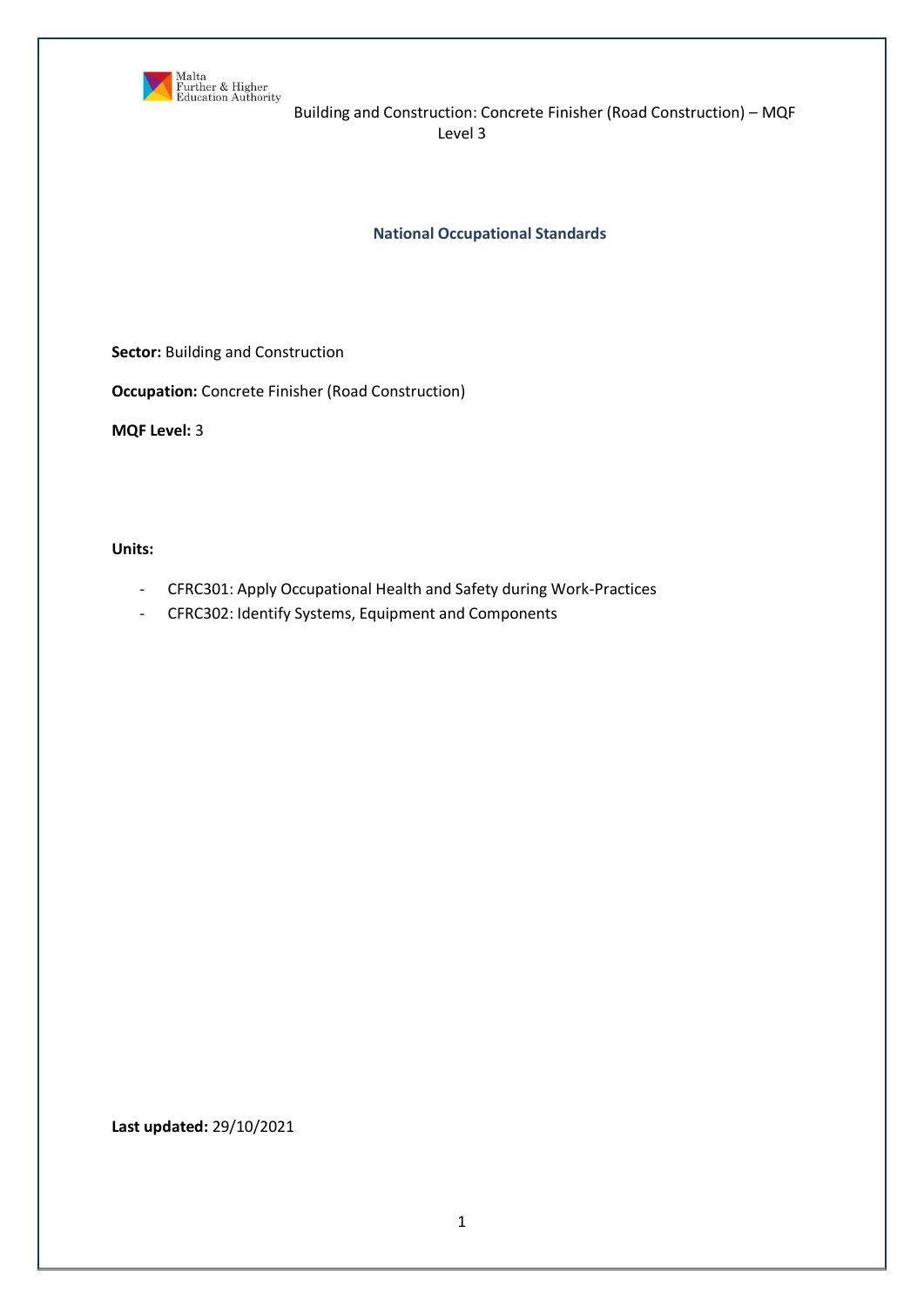Building and Construction: Concrete Finisher (Road Construction) – MQF Level 3

## National Occupational Standards

**Sector:** Building and Construction

**Occupation:** Concrete Finisher (Road Construction)

**MQF Level:** 3

**Units:**

- CFRC301: Apply Occupational Health and Safety during Work-Practices
- CFRC302: Identify Systems, Equipment and Components

**Last updated:** 29/10/2021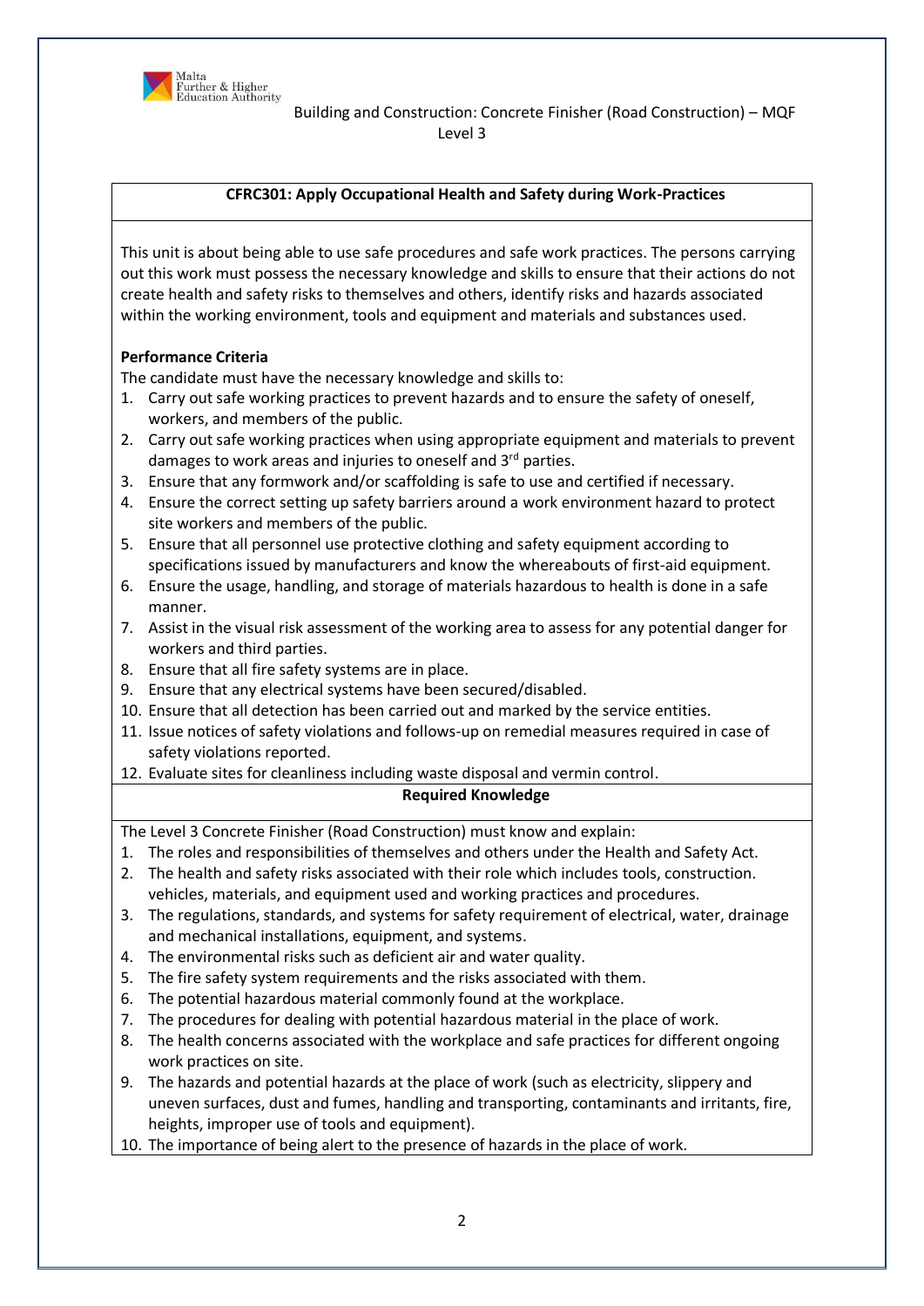### CFRC301: Apply Occupational Health and Safety during Work-Practices

This unit is about being able to use safe procedures and safe work practices. The persons carrying out this work must possess the necessary knowledge and skills to ensure that their actions do not create health and safety risks to themselves and others, identify risks and hazards associated within the working environment, tools and equipment and materials and substances used.

**Performance Criteria**

The candidate must have the necessary knowledge and skills to:

1. Carry out safe working practices to prevent hazards and to ensure the safety of oneself, workers, and members of the public.
2. Carry out safe working practices when using appropriate equipment and materials to prevent damages to work areas and injuries to oneself and 3rd parties.
3. Ensure that any formwork and/or scaffolding is safe to use and certified if necessary.
4. Ensure the correct setting up safety barriers around a work environment hazard to protect site workers and members of the public.
5. Ensure that all personnel use protective clothing and safety equipment according to specifications issued by manufacturers and know the whereabouts of first-aid equipment.
6. Ensure the usage, handling, and storage of materials hazardous to health is done in a safe manner.
7. Assist in the visual risk assessment of the working area to assess for any potential danger for workers and third parties.
8. Ensure that all fire safety systems are in place.
9. Ensure that any electrical systems have been secured/disabled.
10. Ensure that all detection has been carried out and marked by the service entities.
11. Issue notices of safety violations and follows-up on remedial measures required in case of safety violations reported.
12. Evaluate sites for cleanliness including waste disposal and vermin control.

**Required Knowledge**

The Level 3 Concrete Finisher (Road Construction) must know and explain:

1. The roles and responsibilities of themselves and others under the Health and Safety Act.
2. The health and safety risks associated with their role which includes tools, construction. vehicles, materials, and equipment used and working practices and procedures.
3. The regulations, standards, and systems for safety requirement of electrical, water, drainage and mechanical installations, equipment, and systems.
4. The environmental risks such as deficient air and water quality.
5. The fire safety system requirements and the risks associated with them.
6. The potential hazardous material commonly found at the workplace.
7. The procedures for dealing with potential hazardous material in the place of work.
8. The health concerns associated with the workplace and safe practices for different ongoing work practices on site.
9. The hazards and potential hazards at the place of work (such as electricity, slippery and uneven surfaces, dust and fumes, handling and transporting, contaminants and irritants, fire, heights, improper use of tools and equipment).
10. The importance of being alert to the presence of hazards in the place of work.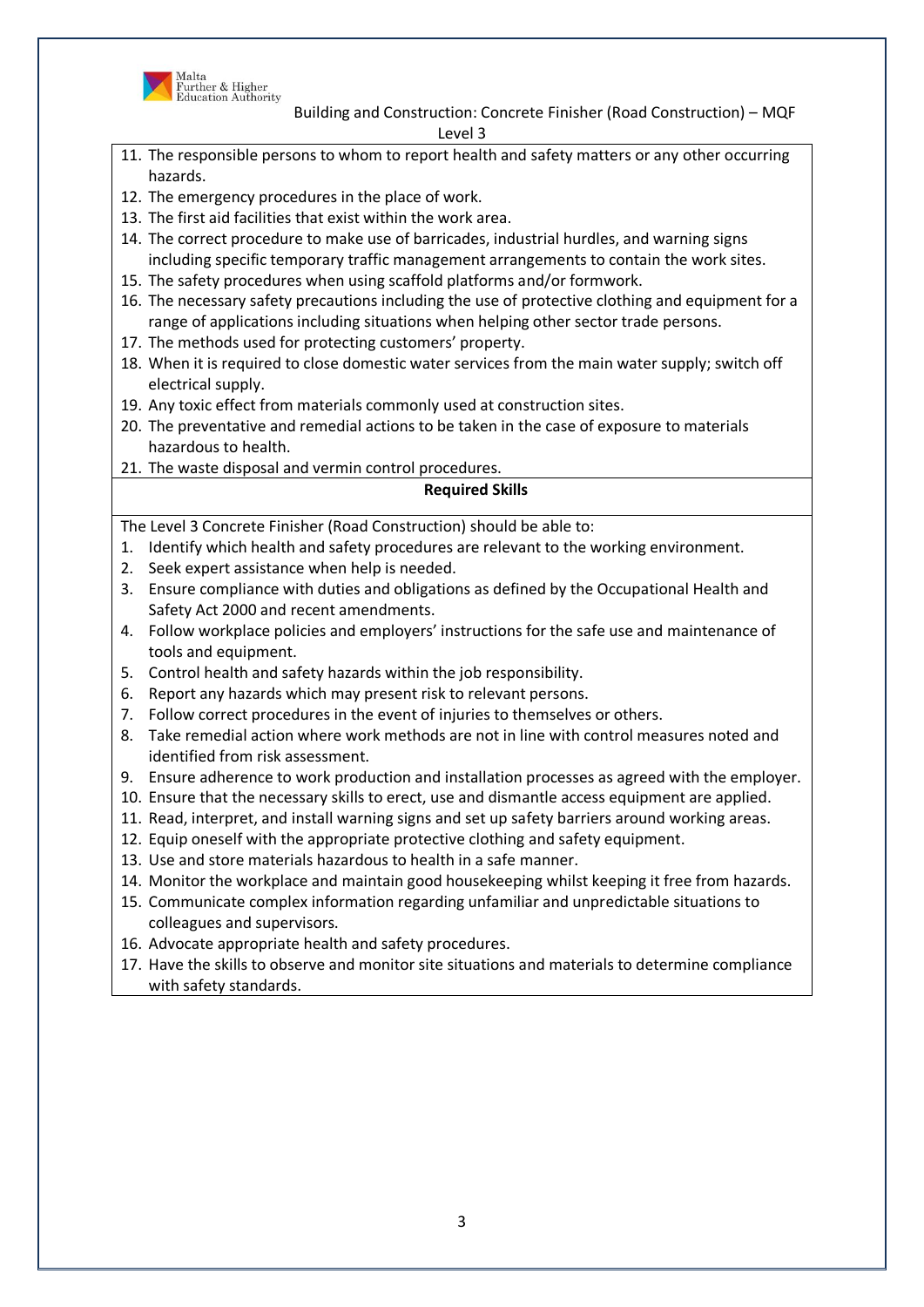11. The responsible persons to whom to report health and safety matters or any other occurring hazards.
12. The emergency procedures in the place of work.
13. The first aid facilities that exist within the work area.
14. The correct procedure to make use of barricades, industrial hurdles, and warning signs including specific temporary traffic management arrangements to contain the work sites.
15. The safety procedures when using scaffold platforms and/or formwork.
16. The necessary safety precautions including the use of protective clothing and equipment for a range of applications including situations when helping other sector trade persons.
17. The methods used for protecting customers' property.
18. When it is required to close domestic water services from the main water supply; switch off electrical supply.
19. Any toxic effect from materials commonly used at construction sites.
20. The preventative and remedial actions to be taken in the case of exposure to materials hazardous to health.
21. The waste disposal and vermin control procedures.

**Required Skills**

The Level 3 Concrete Finisher (Road Construction) should be able to:

1. Identify which health and safety procedures are relevant to the working environment.
2. Seek expert assistance when help is needed.
3. Ensure compliance with duties and obligations as defined by the Occupational Health and Safety Act 2000 and recent amendments.
4. Follow workplace policies and employers' instructions for the safe use and maintenance of tools and equipment.
5. Control health and safety hazards within the job responsibility.
6. Report any hazards which may present risk to relevant persons.
7. Follow correct procedures in the event of injuries to themselves or others.
8. Take remedial action where work methods are not in line with control measures noted and identified from risk assessment.
9. Ensure adherence to work production and installation processes as agreed with the employer.
10. Ensure that the necessary skills to erect, use and dismantle access equipment are applied.
11. Read, interpret, and install warning signs and set up safety barriers around working areas.
12. Equip oneself with the appropriate protective clothing and safety equipment.
13. Use and store materials hazardous to health in a safe manner.
14. Monitor the workplace and maintain good housekeeping whilst keeping it free from hazards.
15. Communicate complex information regarding unfamiliar and unpredictable situations to colleagues and supervisors.
16. Advocate appropriate health and safety procedures.
17. Have the skills to observe and monitor site situations and materials to determine compliance with safety standards.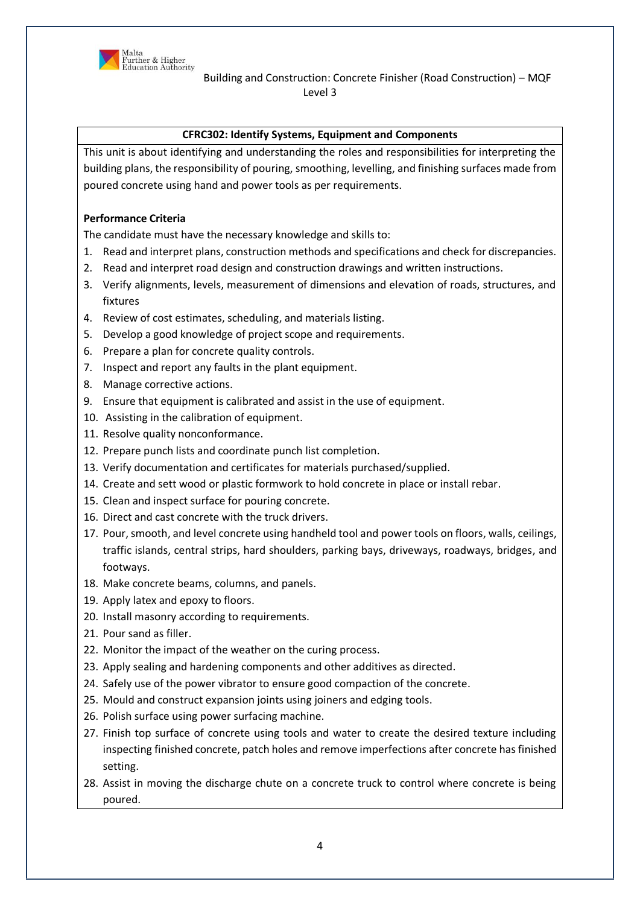## CFRC302: Identify Systems, Equipment and Components

This unit is about identifying and understanding the roles and responsibilities for interpreting the building plans, the responsibility of pouring, smoothing, levelling, and finishing surfaces made from poured concrete using hand and power tools as per requirements.

**Performance Criteria**

The candidate must have the necessary knowledge and skills to:

1. Read and interpret plans, construction methods and specifications and check for discrepancies.
2. Read and interpret road design and construction drawings and written instructions.
3. Verify alignments, levels, measurement of dimensions and elevation of roads, structures, and fixtures
4. Review of cost estimates, scheduling, and materials listing.
5. Develop a good knowledge of project scope and requirements.
6. Prepare a plan for concrete quality controls.
7. Inspect and report any faults in the plant equipment.
8. Manage corrective actions.
9. Ensure that equipment is calibrated and assist in the use of equipment.
10. Assisting in the calibration of equipment.
11. Resolve quality nonconformance.
12. Prepare punch lists and coordinate punch list completion.
13. Verify documentation and certificates for materials purchased/supplied.
14. Create and sett wood or plastic formwork to hold concrete in place or install rebar.
15. Clean and inspect surface for pouring concrete.
16. Direct and cast concrete with the truck drivers.
17. Pour, smooth, and level concrete using handheld tool and power tools on floors, walls, ceilings, traffic islands, central strips, hard shoulders, parking bays, driveways, roadways, bridges, and footways.
18. Make concrete beams, columns, and panels.
19. Apply latex and epoxy to floors.
20. Install masonry according to requirements.
21. Pour sand as filler.
22. Monitor the impact of the weather on the curing process.
23. Apply sealing and hardening components and other additives as directed.
24. Safely use of the power vibrator to ensure good compaction of the concrete.
25. Mould and construct expansion joints using joiners and edging tools.
26. Polish surface using power surfacing machine.
27. Finish top surface of concrete using tools and water to create the desired texture including inspecting finished concrete, patch holes and remove imperfections after concrete has finished setting.
28. Assist in moving the discharge chute on a concrete truck to control where concrete is being poured.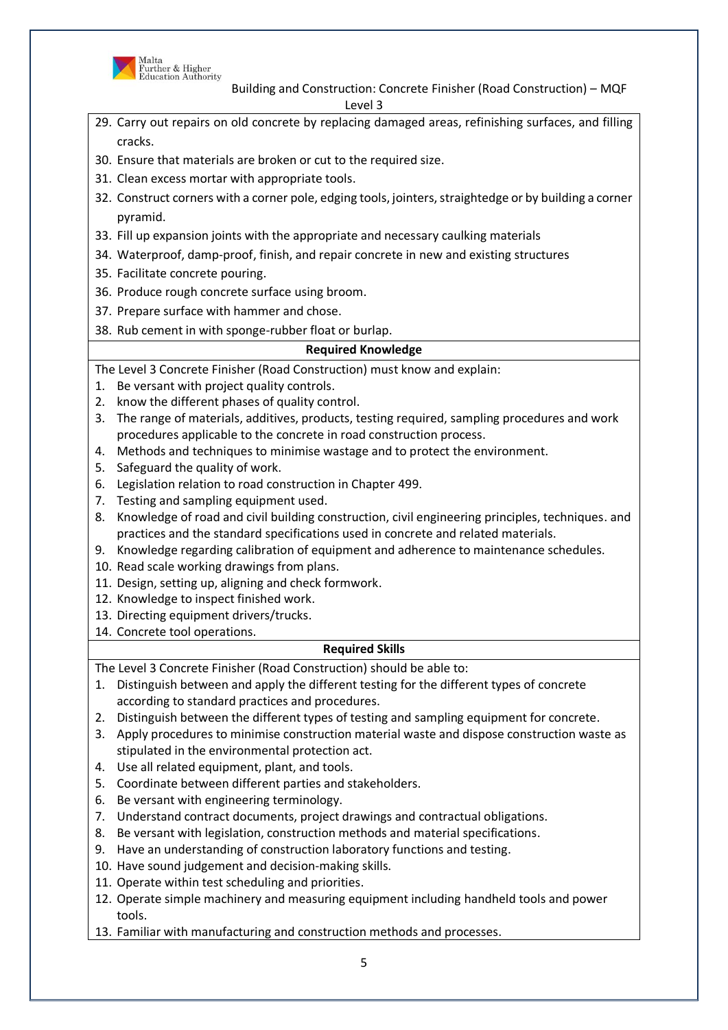29. Carry out repairs on old concrete by replacing damaged areas, refinishing surfaces, and filling cracks.
30. Ensure that materials are broken or cut to the required size.
31. Clean excess mortar with appropriate tools.
32. Construct corners with a corner pole, edging tools, jointers, straightedge or by building a corner pyramid.
33. Fill up expansion joints with the appropriate and necessary caulking materials
34. Waterproof, damp-proof, finish, and repair concrete in new and existing structures
35. Facilitate concrete pouring.
36. Produce rough concrete surface using broom.
37. Prepare surface with hammer and chose.
38. Rub cement in with sponge-rubber float or burlap.

**Required Knowledge**

The Level 3 Concrete Finisher (Road Construction) must know and explain:

1. Be versant with project quality controls.
2. know the different phases of quality control.
3. The range of materials, additives, products, testing required, sampling procedures and work procedures applicable to the concrete in road construction process.
4. Methods and techniques to minimise wastage and to protect the environment.
5. Safeguard the quality of work.
6. Legislation relation to road construction in Chapter 499.
7. Testing and sampling equipment used.
8. Knowledge of road and civil building construction, civil engineering principles, techniques. and practices and the standard specifications used in concrete and related materials.
9. Knowledge regarding calibration of equipment and adherence to maintenance schedules.
10. Read scale working drawings from plans.
11. Design, setting up, aligning and check formwork.
12. Knowledge to inspect finished work.
13. Directing equipment drivers/trucks.
14. Concrete tool operations.

**Required Skills**

The Level 3 Concrete Finisher (Road Construction) should be able to:

1. Distinguish between and apply the different testing for the different types of concrete according to standard practices and procedures.
2. Distinguish between the different types of testing and sampling equipment for concrete.
3. Apply procedures to minimise construction material waste and dispose construction waste as stipulated in the environmental protection act.
4. Use all related equipment, plant, and tools.
5. Coordinate between different parties and stakeholders.
6. Be versant with engineering terminology.
7. Understand contract documents, project drawings and contractual obligations.
8. Be versant with legislation, construction methods and material specifications.
9. Have an understanding of construction laboratory functions and testing.
10. Have sound judgement and decision-making skills.
11. Operate within test scheduling and priorities.
12. Operate simple machinery and measuring equipment including handheld tools and power tools.
13. Familiar with manufacturing and construction methods and processes.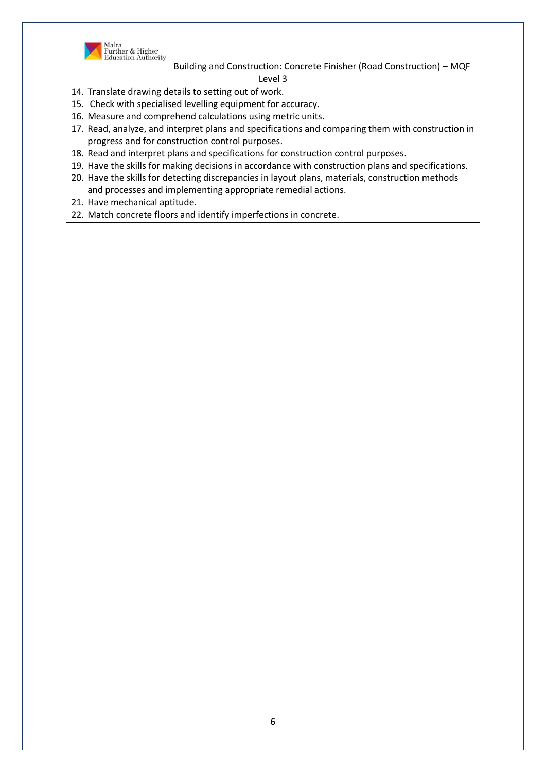14. Translate drawing details to setting out of work.
15. Check with specialised levelling equipment for accuracy.
16. Measure and comprehend calculations using metric units.
17. Read, analyze, and interpret plans and specifications and comparing them with construction in progress and for construction control purposes.
18. Read and interpret plans and specifications for construction control purposes.
19. Have the skills for making decisions in accordance with construction plans and specifications.
20. Have the skills for detecting discrepancies in layout plans, materials, construction methods and processes and implementing appropriate remedial actions.
21. Have mechanical aptitude.
22. Match concrete floors and identify imperfections in concrete.